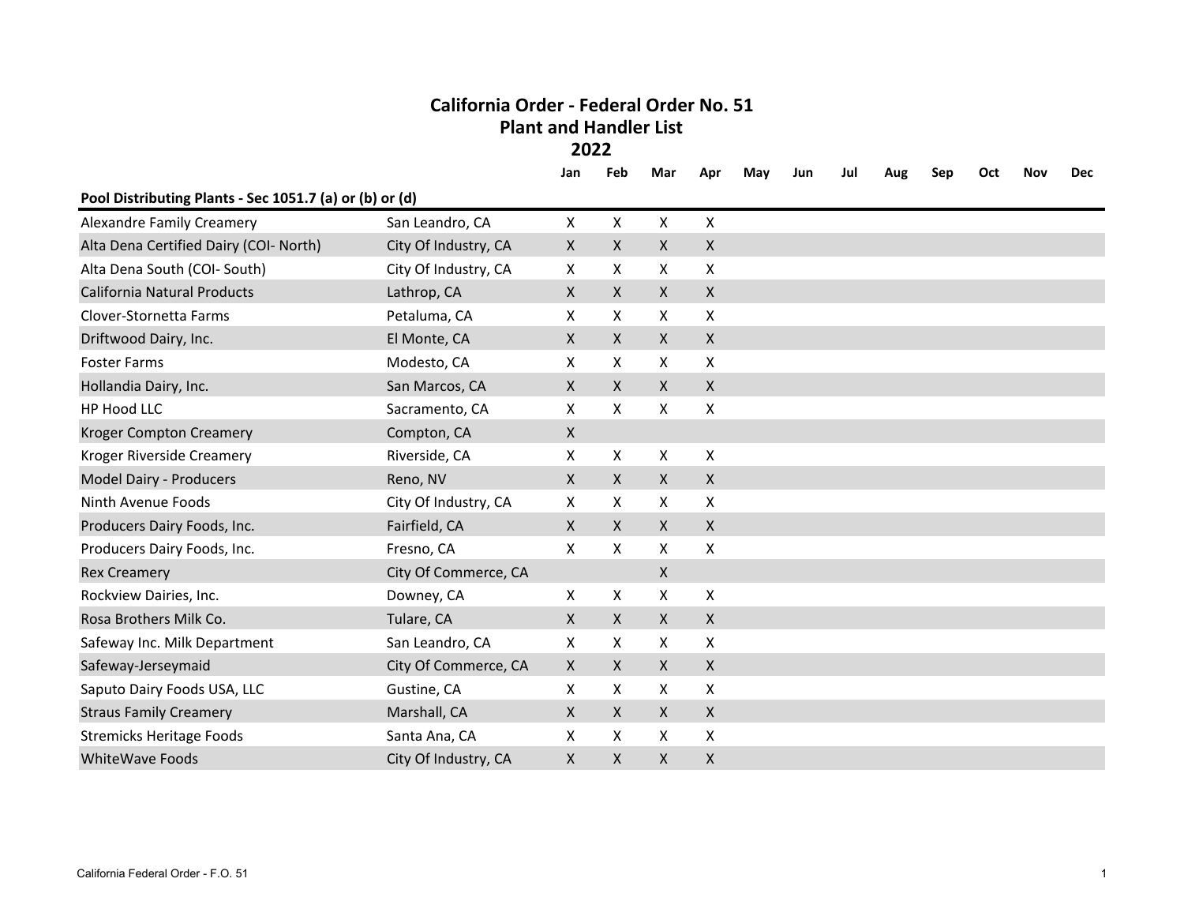# California Order - Federal Order No. 51
## Plant and Handler List
## 2022

| | | Jan | Feb | Mar | Apr | May | Jun | Jul | Aug | Sep | Oct | Nov | Dec |
|---|---|---|---|---|---|---|---|---|---|---|---|---|---|
| **Pool Distributing Plants - Sec 1051.7 (a) or (b) or (d)** | | | | | | | | | | | | | |
| Alexandre Family Creamery | San Leandro, CA | X | X | X | X | | | | | | | | |
| Alta Dena Certified Dairy (COI- North) | City Of Industry, CA | X | X | X | X | | | | | | | | |
| Alta Dena South (COI- South) | City Of Industry, CA | X | X | X | X | | | | | | | | |
| California Natural Products | Lathrop, CA | X | X | X | X | | | | | | | | |
| Clover-Stornetta Farms | Petaluma, CA | X | X | X | X | | | | | | | | |
| Driftwood Dairy, Inc. | El Monte, CA | X | X | X | X | | | | | | | | |
| Foster Farms | Modesto, CA | X | X | X | X | | | | | | | | |
| Hollandia Dairy, Inc. | San Marcos, CA | X | X | X | X | | | | | | | | |
| HP Hood LLC | Sacramento, CA | X | X | X | X | | | | | | | | |
| Kroger Compton Creamery | Compton, CA | X | | | | | | | | | | | |
| Kroger Riverside Creamery | Riverside, CA | X | X | X | X | | | | | | | | |
| Model Dairy - Producers | Reno, NV | X | X | X | X | | | | | | | | |
| Ninth Avenue Foods | City Of Industry, CA | X | X | X | X | | | | | | | | |
| Producers Dairy Foods, Inc. | Fairfield, CA | X | X | X | X | | | | | | | | |
| Producers Dairy Foods, Inc. | Fresno, CA | X | X | X | X | | | | | | | | |
| Rex Creamery | City Of Commerce, CA | | | X | | | | | | | | | |
| Rockview Dairies, Inc. | Downey, CA | X | X | X | X | | | | | | | | |
| Rosa Brothers Milk Co. | Tulare, CA | X | X | X | X | | | | | | | | |
| Safeway Inc. Milk Department | San Leandro, CA | X | X | X | X | | | | | | | | |
| Safeway-Jerseymaid | City Of Commerce, CA | X | X | X | X | | | | | | | | |
| Saputo Dairy Foods USA, LLC | Gustine, CA | X | X | X | X | | | | | | | | |
| Straus Family Creamery | Marshall, CA | X | X | X | X | | | | | | | | |
| Stremicks Heritage Foods | Santa Ana, CA | X | X | X | X | | | | | | | | |
| WhiteWave Foods | City Of Industry, CA | X | X | X | X | | | | | | | | |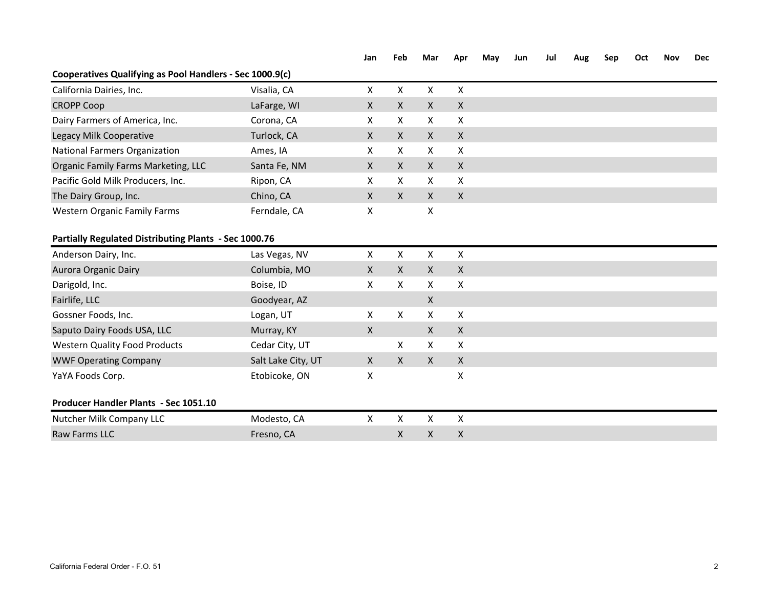| | | Jan | Feb | Mar | Apr | May | Jun | Jul | Aug | Sep | Oct | Nov | Dec |
|---|---|---|---|---|---|---|---|---|---|---|---|---|---|
| **Cooperatives Qualifying as Pool Handlers - Sec 1000.9(c)** | | | | | | | | | | | | | |
| California Dairies, Inc. | Visalia, CA | X | X | X | X | | | | | | | | |
| CROPP Coop | LaFarge, WI | X | X | X | X | | | | | | | | |
| Dairy Farmers of America, Inc. | Corona, CA | X | X | X | X | | | | | | | | |
| Legacy Milk Cooperative | Turlock, CA | X | X | X | X | | | | | | | | |
| National Farmers Organization | Ames, IA | X | X | X | X | | | | | | | | |
| Organic Family Farms Marketing, LLC | Santa Fe, NM | X | X | X | X | | | | | | | | |
| Pacific Gold Milk Producers, Inc. | Ripon, CA | X | X | X | X | | | | | | | | |
| The Dairy Group, Inc. | Chino, CA | X | X | X | X | | | | | | | | |
| Western Organic Family Farms | Ferndale, CA | X | | X | | | | | | | | | |
| **Partially Regulated Distributing Plants - Sec 1000.76** | | | | | | | | | | | | | |
| Anderson Dairy, Inc. | Las Vegas, NV | X | X | X | X | | | | | | | | |
| Aurora Organic Dairy | Columbia, MO | X | X | X | X | | | | | | | | |
| Darigold, Inc. | Boise, ID | X | X | X | X | | | | | | | | |
| Fairlife, LLC | Goodyear, AZ | | | X | | | | | | | | | |
| Gossner Foods, Inc. | Logan, UT | X | X | X | X | | | | | | | | |
| Saputo Dairy Foods USA, LLC | Murray, KY | X | | X | X | | | | | | | | |
| Western Quality Food Products | Cedar City, UT | | X | X | X | | | | | | | | |
| WWF Operating Company | Salt Lake City, UT | X | X | X | X | | | | | | | | |
| YaYA Foods Corp. | Etobicoke, ON | X | | | X | | | | | | | | |
| **Producer Handler Plants - Sec 1051.10** | | | | | | | | | | | | | |
| Nutcher Milk Company LLC | Modesto, CA | X | X | X | X | | | | | | | | |
| Raw Farms LLC | Fresno, CA | | X | X | X | | | | | | | | |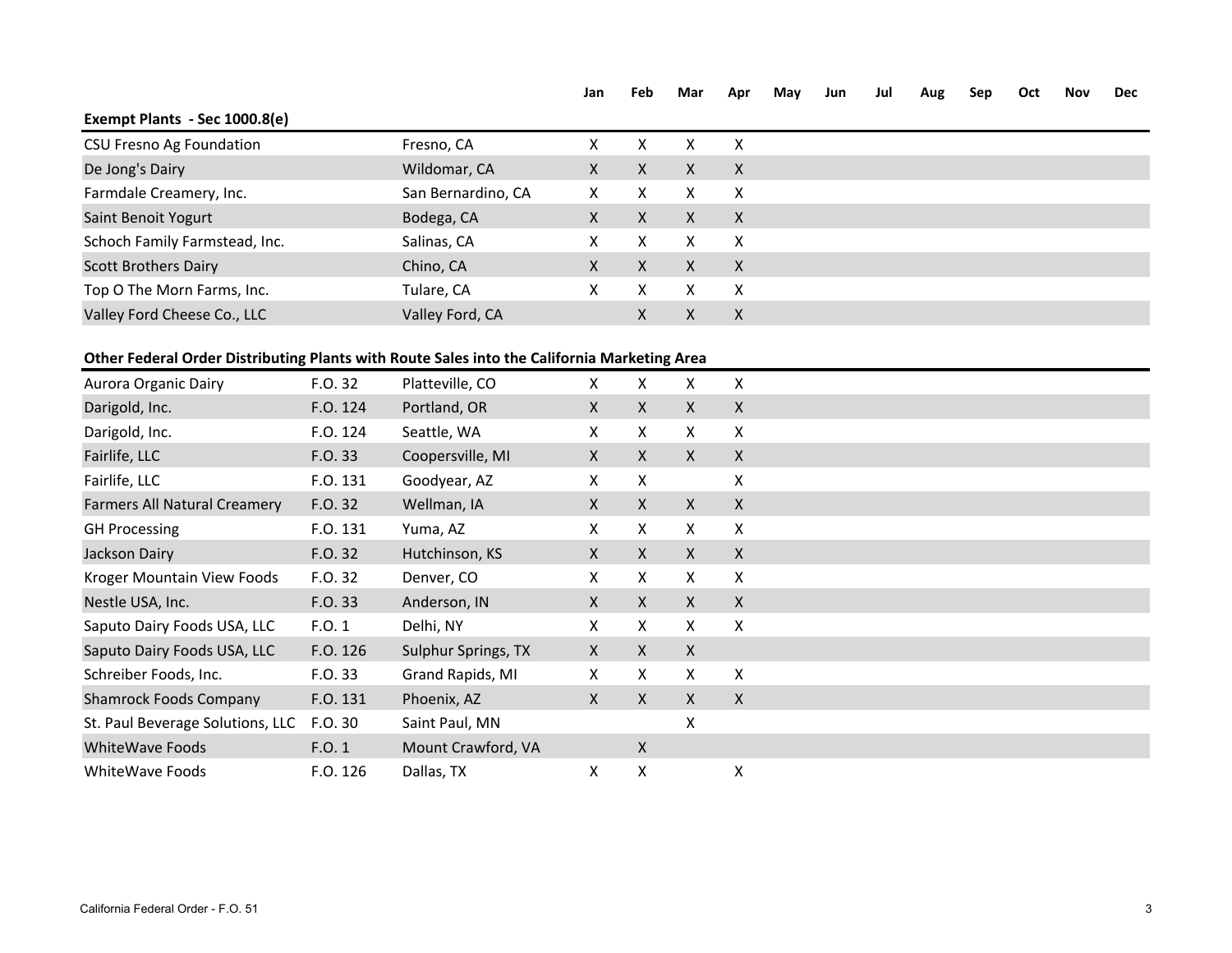| | | | Jan | Feb | Mar | Apr | May | Jun | Jul | Aug | Sep | Oct | Nov | Dec |
|---|---|---|---|---|---|---|---|---|---|---|---|---|---|---|
| **Exempt Plants - Sec 1000.8(e)** | | | | | | | | | | | | | | |
| CSU Fresno Ag Foundation | | Fresno, CA | X | X | X | X | | | | | | | | |
| De Jong's Dairy | | Wildomar, CA | X | X | X | X | | | | | | | | |
| Farmdale Creamery, Inc. | | San Bernardino, CA | X | X | X | X | | | | | | | | |
| Saint Benoit Yogurt | | Bodega, CA | X | X | X | X | | | | | | | | |
| Schoch Family Farmstead, Inc. | | Salinas, CA | X | X | X | X | | | | | | | | |
| Scott Brothers Dairy | | Chino, CA | X | X | X | X | | | | | | | | |
| Top O The Morn Farms, Inc. | | Tulare, CA | X | X | X | X | | | | | | | | |
| Valley Ford Cheese Co., LLC | | Valley Ford, CA | | X | X | X | | | | | | | | |

| Other Federal Order Distributing Plants with Route Sales into the California Marketing Area | | | Jan | Feb | Mar | Apr | May | Jun | Jul | Aug | Sep | Oct | Nov | Dec |
|---|---|---|---|---|---|---|---|---|---|---|---|---|---|---|
| Aurora Organic Dairy | F.O. 32 | Platteville, CO | X | X | X | X | | | | | | | | |
| Darigold, Inc. | F.O. 124 | Portland, OR | X | X | X | X | | | | | | | | |
| Darigold, Inc. | F.O. 124 | Seattle, WA | X | X | X | X | | | | | | | | |
| Fairlife, LLC | F.O. 33 | Coopersville, MI | X | X | X | X | | | | | | | | |
| Fairlife, LLC | F.O. 131 | Goodyear, AZ | X | X | | X | | | | | | | | |
| Farmers All Natural Creamery | F.O. 32 | Wellman, IA | X | X | X | X | | | | | | | | |
| GH Processing | F.O. 131 | Yuma, AZ | X | X | X | X | | | | | | | | |
| Jackson Dairy | F.O. 32 | Hutchinson, KS | X | X | X | X | | | | | | | | |
| Kroger Mountain View Foods | F.O. 32 | Denver, CO | X | X | X | X | | | | | | | | |
| Nestle USA, Inc. | F.O. 33 | Anderson, IN | X | X | X | X | | | | | | | | |
| Saputo Dairy Foods USA, LLC | F.O. 1 | Delhi, NY | X | X | X | X | | | | | | | | |
| Saputo Dairy Foods USA, LLC | F.O. 126 | Sulphur Springs, TX | X | X | X | | | | | | | | | |
| Schreiber Foods, Inc. | F.O. 33 | Grand Rapids, MI | X | X | X | X | | | | | | | | |
| Shamrock Foods Company | F.O. 131 | Phoenix, AZ | X | X | X | X | | | | | | | | |
| St. Paul Beverage Solutions, LLC | F.O. 30 | Saint Paul, MN | | | X | | | | | | | | | |
| WhiteWave Foods | F.O. 1 | Mount Crawford, VA | | X | | | | | | | | | | |
| WhiteWave Foods | F.O. 126 | Dallas, TX | X | X | | X | | | | | | | | |